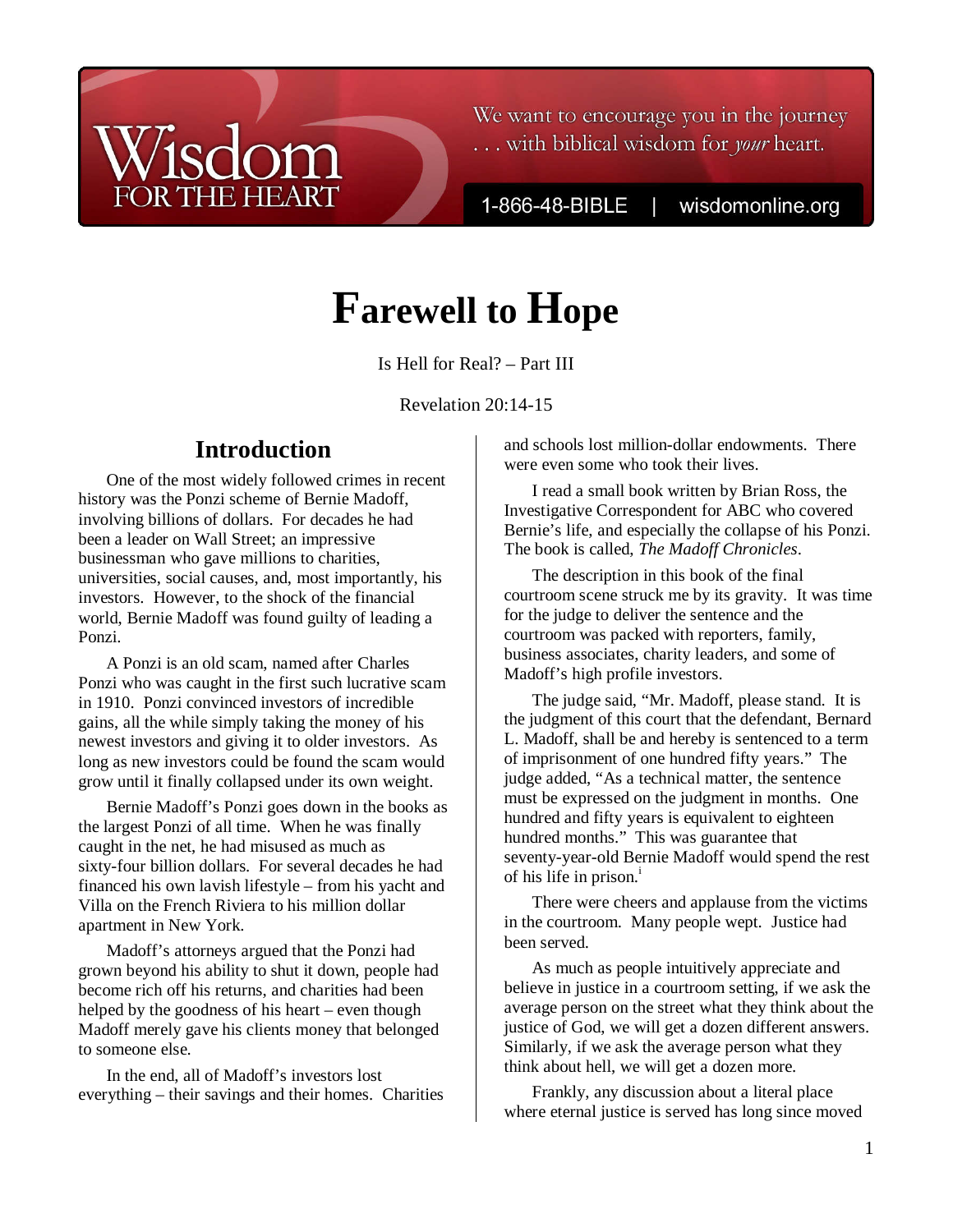We want to encourage you in the journey . . . with biblical wisdom for *your* heart.

1-866-48-BIBLE | wisdomonline.org

# Farewell to Hope

Is Hell for Real? – Part III

Revelation 20:14-15

## Introduction

One of the most widely followed crimes in recent history was the Ponzi scheme of Bernie Madoff, involving billions of dollars. For decades he had been a leader on Wall Street; an impressive businessman who gave millions to charities, universities, social causes, and, most importantly, his investors. However, to the shock of the financial world, Bernie Madoff was found guilty of leading a Ponzi.

A Ponzi is an old scam, named after Charles Ponzi who was caught in the first such lucrative scam in 1910. Ponzi convinced investors of incredible gains, all the while simply taking the money of his newest investors and giving it to older investors. As long as new investors could be found the scam would grow until it finally collapsed under its own weight.

Bernie Madoff's Ponzi goes down in the books as the largest Ponzi of all time. When he was finally caught in the net, he had misused as much as sixty-four billion dollars. For several decades he had financed his own lavish lifestyle – from his yacht and Villa on the French Riviera to his million dollar apartment in New York.

Madoff's attorneys argued that the Ponzi had grown beyond his ability to shut it down, people had become rich off his returns, and charities had been helped by the goodness of his heart – even though Madoff merely gave his clients money that belonged to someone else.

In the end, all of Madoff's investors lost everything – their savings and their homes. Charities and schools lost million-dollar endowments. There were even some who took their lives.

I read a small book written by Brian Ross, the Investigative Correspondent for ABC who covered Bernie's life, and especially the collapse of his Ponzi. The book is called, *The Madoff Chronicles*.

The description in this book of the final courtroom scene struck me by its gravity. It was time for the judge to deliver the sentence and the courtroom was packed with reporters, family, business associates, charity leaders, and some of Madoff's high profile investors.

The judge said, "Mr. Madoff, please stand. It is the judgment of this court that the defendant, Bernard L. Madoff, shall be and hereby is sentenced to a term of imprisonment of one hundred fifty years." The judge added, "As a technical matter, the sentence must be expressed on the judgment in months. One hundred and fifty years is equivalent to eighteen hundred months." This was guarantee that seventy-year-old Bernie Madoff would spend the rest of his life in prison.[i]

There were cheers and applause from the victims in the courtroom. Many people wept. Justice had been served.

As much as people intuitively appreciate and believe in justice in a courtroom setting, if we ask the average person on the street what they think about the justice of God, we will get a dozen different answers. Similarly, if we ask the average person what they think about hell, we will get a dozen more.

Frankly, any discussion about a literal place where eternal justice is served has long since moved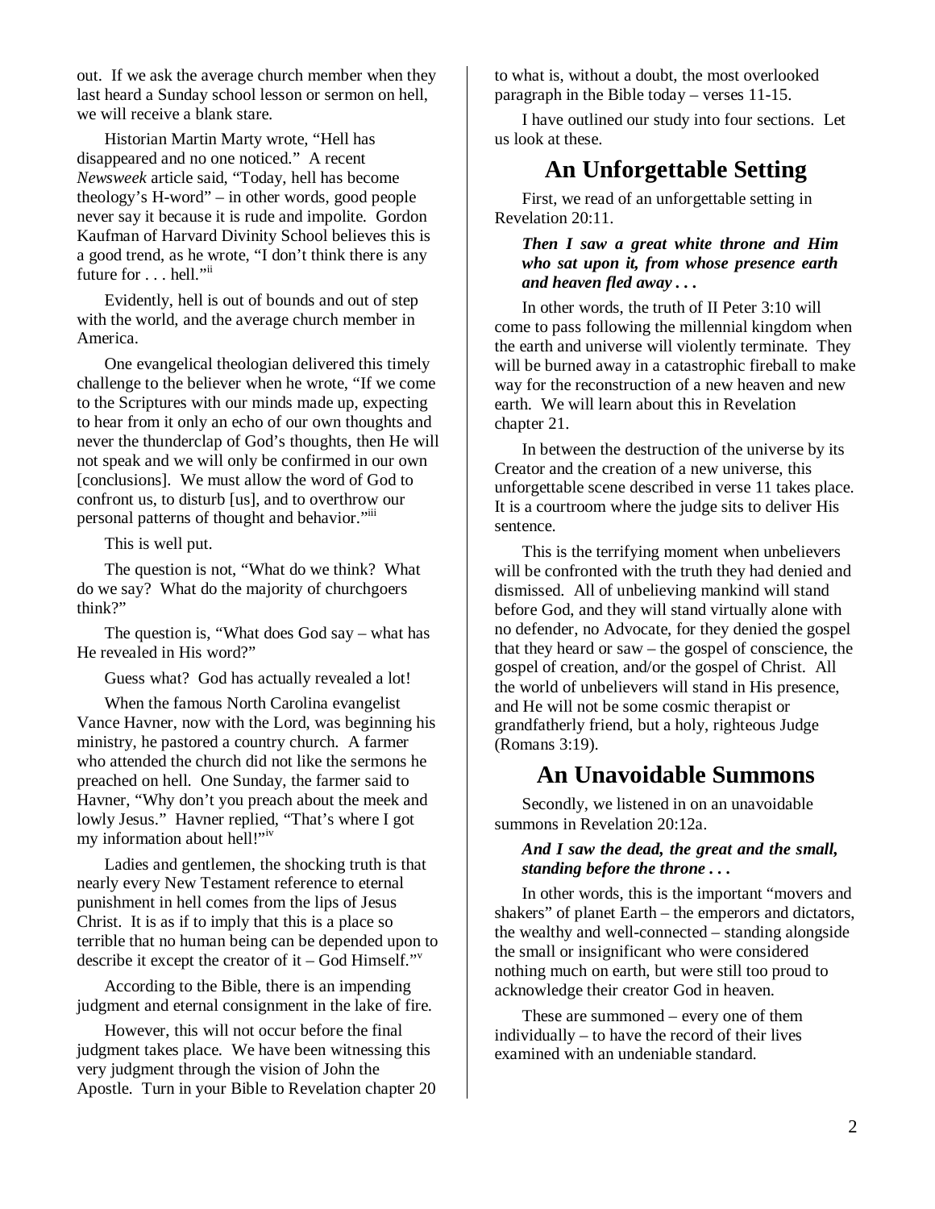out. If we ask the average church member when they last heard a Sunday school lesson or sermon on hell, we will receive a blank stare.

Historian Martin Marty wrote, "Hell has disappeared and no one noticed." A recent *Newsweek* article said, "Today, hell has become theology's H-word" – in other words, good people never say it because it is rude and impolite. Gordon Kaufman of Harvard Divinity School believes this is a good trend, as he wrote, "I don't think there is any future for . . . hell."[ii]

Evidently, hell is out of bounds and out of step with the world, and the average church member in America.

One evangelical theologian delivered this timely challenge to the believer when he wrote, "If we come to the Scriptures with our minds made up, expecting to hear from it only an echo of our own thoughts and never the thunderclap of God's thoughts, then He will not speak and we will only be confirmed in our own [conclusions]. We must allow the word of God to confront us, to disturb [us], and to overthrow our personal patterns of thought and behavior."[iii]

This is well put.

The question is not, "What do we think? What do we say? What do the majority of churchgoers think?"

The question is, "What does God say – what has He revealed in His word?"

Guess what? God has actually revealed a lot!

When the famous North Carolina evangelist Vance Havner, now with the Lord, was beginning his ministry, he pastored a country church. A farmer who attended the church did not like the sermons he preached on hell. One Sunday, the farmer said to Havner, "Why don't you preach about the meek and lowly Jesus." Havner replied, "That's where I got my information about hell!"[iv]

Ladies and gentlemen, the shocking truth is that nearly every New Testament reference to eternal punishment in hell comes from the lips of Jesus Christ. It is as if to imply that this is a place so terrible that no human being can be depended upon to describe it except the creator of it – God Himself."[v]

According to the Bible, there is an impending judgment and eternal consignment in the lake of fire.

However, this will not occur before the final judgment takes place. We have been witnessing this very judgment through the vision of John the Apostle. Turn in your Bible to Revelation chapter 20 to what is, without a doubt, the most overlooked paragraph in the Bible today – verses 11-15.

I have outlined our study into four sections. Let us look at these.

## An Unforgettable Setting

First, we read of an unforgettable setting in Revelation 20:11.

> ***Then I saw a great white throne and Him who sat upon it, from whose presence earth and heaven fled away . . .***

In other words, the truth of II Peter 3:10 will come to pass following the millennial kingdom when the earth and universe will violently terminate. They will be burned away in a catastrophic fireball to make way for the reconstruction of a new heaven and new earth. We will learn about this in Revelation chapter 21.

In between the destruction of the universe by its Creator and the creation of a new universe, this unforgettable scene described in verse 11 takes place. It is a courtroom where the judge sits to deliver His sentence.

This is the terrifying moment when unbelievers will be confronted with the truth they had denied and dismissed. All of unbelieving mankind will stand before God, and they will stand virtually alone with no defender, no Advocate, for they denied the gospel that they heard or saw – the gospel of conscience, the gospel of creation, and/or the gospel of Christ. All the world of unbelievers will stand in His presence, and He will not be some cosmic therapist or grandfatherly friend, but a holy, righteous Judge (Romans 3:19).

## An Unavoidable Summons

Secondly, we listened in on an unavoidable summons in Revelation 20:12a.

> ***And I saw the dead, the great and the small, standing before the throne . . .***

In other words, this is the important "movers and shakers" of planet Earth – the emperors and dictators, the wealthy and well-connected – standing alongside the small or insignificant who were considered nothing much on earth, but were still too proud to acknowledge their creator God in heaven.

These are summoned – every one of them individually – to have the record of their lives examined with an undeniable standard.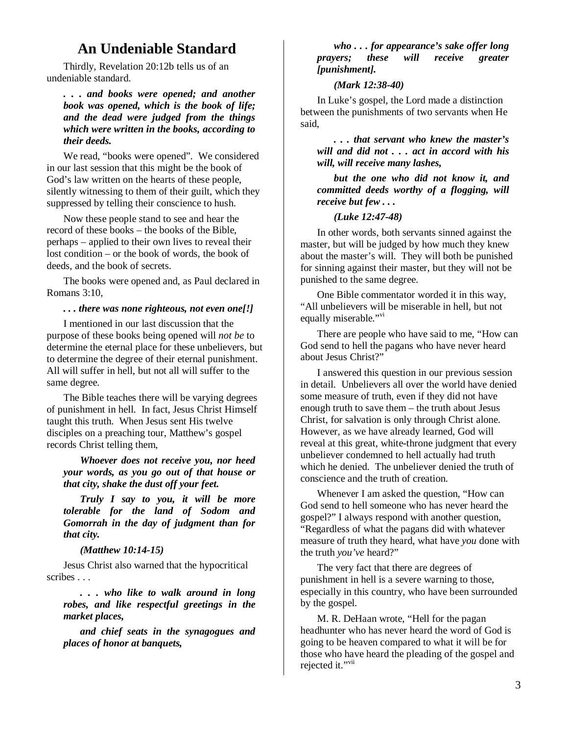## An Undeniable Standard

Thirdly, Revelation 20:12b tells us of an undeniable standard.

> ***. . . and books were opened; and another book was opened, which is the book of life; and the dead were judged from the things which were written in the books, according to their deeds.***

We read, "books were opened". We considered in our last session that this might be the book of God's law written on the hearts of these people, silently witnessing to them of their guilt, which they suppressed by telling their conscience to hush.

Now these people stand to see and hear the record of these books – the books of the Bible, perhaps – applied to their own lives to reveal their lost condition – or the book of words, the book of deeds, and the book of secrets.

The books were opened and, as Paul declared in Romans 3:10,

> ***. . . there was none righteous, not even one[!]***

I mentioned in our last discussion that the purpose of these books being opened will *not be* to determine the eternal place for these unbelievers, but to determine the degree of their eternal punishment. All will suffer in hell, but not all will suffer to the same degree.

The Bible teaches there will be varying degrees of punishment in hell. In fact, Jesus Christ Himself taught this truth. When Jesus sent His twelve disciples on a preaching tour, Matthew's gospel records Christ telling them,

> ***Whoever does not receive you, nor heed your words, as you go out of that house or that city, shake the dust off your feet.***
>
> ***Truly I say to you, it will be more tolerable for the land of Sodom and Gomorrah in the day of judgment than for that city.***
>
> ***(Matthew 10:14-15)***

Jesus Christ also warned that the hypocritical scribes . . .

> ***. . . who like to walk around in long robes, and like respectful greetings in the market places,***
>
> ***and chief seats in the synagogues and places of honor at banquets,***
>
> ***who . . . for appearance's sake offer long prayers; these will receive greater [punishment].***
>
> ***(Mark 12:38-40)***

In Luke's gospel, the Lord made a distinction between the punishments of two servants when He said,

> ***. . . that servant who knew the master's will and did not . . . act in accord with his will, will receive many lashes,***
>
> ***but the one who did not know it, and committed deeds worthy of a flogging, will receive but few . . .***
>
> ***(Luke 12:47-48)***

In other words, both servants sinned against the master, but will be judged by how much they knew about the master's will. They will both be punished for sinning against their master, but they will not be punished to the same degree.

One Bible commentator worded it in this way, "All unbelievers will be miserable in hell, but not equally miserable."[vi]

There are people who have said to me, "How can God send to hell the pagans who have never heard about Jesus Christ?"

I answered this question in our previous session in detail. Unbelievers all over the world have denied some measure of truth, even if they did not have enough truth to save them – the truth about Jesus Christ, for salvation is only through Christ alone. However, as we have already learned, God will reveal at this great, white-throne judgment that every unbeliever condemned to hell actually had truth which he denied. The unbeliever denied the truth of conscience and the truth of creation.

Whenever I am asked the question, "How can God send to hell someone who has never heard the gospel?" I always respond with another question, "Regardless of what the pagans did with whatever measure of truth they heard, what have *you* done with the truth *you've* heard?"

The very fact that there are degrees of punishment in hell is a severe warning to those, especially in this country, who have been surrounded by the gospel.

M. R. DeHaan wrote, "Hell for the pagan headhunter who has never heard the word of God is going to be heaven compared to what it will be for those who have heard the pleading of the gospel and rejected it."[vii]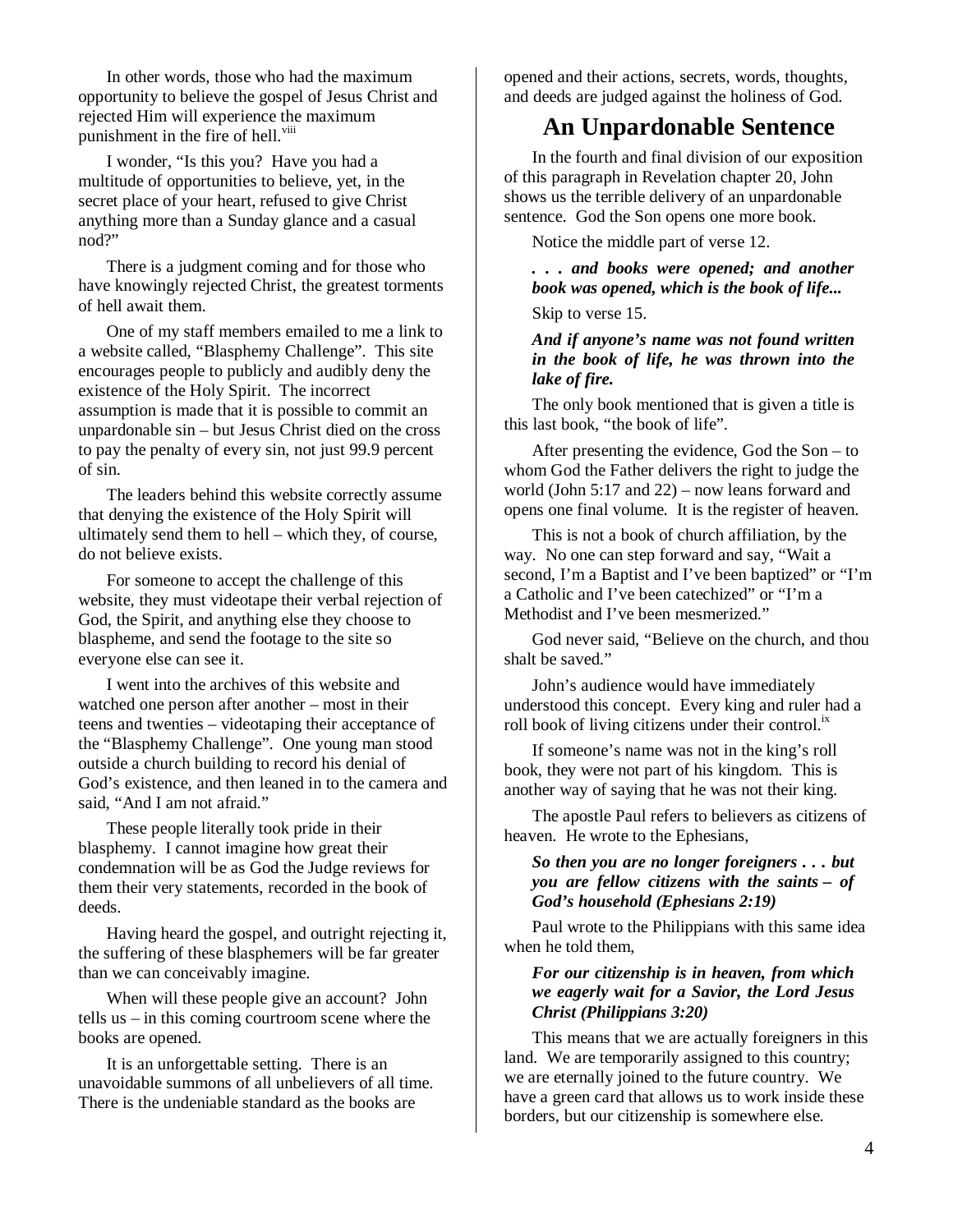In other words, those who had the maximum opportunity to believe the gospel of Jesus Christ and rejected Him will experience the maximum punishment in the fire of hell.[viii]

I wonder, "Is this you? Have you had a multitude of opportunities to believe, yet, in the secret place of your heart, refused to give Christ anything more than a Sunday glance and a casual nod?"

There is a judgment coming and for those who have knowingly rejected Christ, the greatest torments of hell await them.

One of my staff members emailed to me a link to a website called, "Blasphemy Challenge". This site encourages people to publicly and audibly deny the existence of the Holy Spirit. The incorrect assumption is made that it is possible to commit an unpardonable sin – but Jesus Christ died on the cross to pay the penalty of every sin, not just 99.9 percent of sin.

The leaders behind this website correctly assume that denying the existence of the Holy Spirit will ultimately send them to hell – which they, of course, do not believe exists.

For someone to accept the challenge of this website, they must videotape their verbal rejection of God, the Spirit, and anything else they choose to blaspheme, and send the footage to the site so everyone else can see it.

I went into the archives of this website and watched one person after another – most in their teens and twenties – videotaping their acceptance of the "Blasphemy Challenge". One young man stood outside a church building to record his denial of God's existence, and then leaned in to the camera and said, "And I am not afraid."

These people literally took pride in their blasphemy. I cannot imagine how great their condemnation will be as God the Judge reviews for them their very statements, recorded in the book of deeds.

Having heard the gospel, and outright rejecting it, the suffering of these blasphemers will be far greater than we can conceivably imagine.

When will these people give an account? John tells us – in this coming courtroom scene where the books are opened.

It is an unforgettable setting. There is an unavoidable summons of all unbelievers of all time. There is the undeniable standard as the books are opened and their actions, secrets, words, thoughts, and deeds are judged against the holiness of God.

## An Unpardonable Sentence

In the fourth and final division of our exposition of this paragraph in Revelation chapter 20, John shows us the terrible delivery of an unpardonable sentence. God the Son opens one more book.

Notice the middle part of verse 12.

***. . . and books were opened; and another book was opened, which is the book of life...***

Skip to verse 15.

***And if anyone's name was not found written in the book of life, he was thrown into the lake of fire.***

The only book mentioned that is given a title is this last book, "the book of life".

After presenting the evidence, God the Son – to whom God the Father delivers the right to judge the world (John 5:17 and 22) – now leans forward and opens one final volume. It is the register of heaven.

This is not a book of church affiliation, by the way. No one can step forward and say, "Wait a second, I'm a Baptist and I've been baptized" or "I'm a Catholic and I've been catechized" or "I'm a Methodist and I've been mesmerized."

God never said, "Believe on the church, and thou shalt be saved."

John's audience would have immediately understood this concept. Every king and ruler had a roll book of living citizens under their control.[ix]

If someone's name was not in the king's roll book, they were not part of his kingdom. This is another way of saying that he was not their king.

The apostle Paul refers to believers as citizens of heaven. He wrote to the Ephesians,

***So then you are no longer foreigners . . . but you are fellow citizens with the saints – of God's household (Ephesians 2:19)***

Paul wrote to the Philippians with this same idea when he told them,

***For our citizenship is in heaven, from which we eagerly wait for a Savior, the Lord Jesus Christ (Philippians 3:20)***

This means that we are actually foreigners in this land. We are temporarily assigned to this country; we are eternally joined to the future country. We have a green card that allows us to work inside these borders, but our citizenship is somewhere else.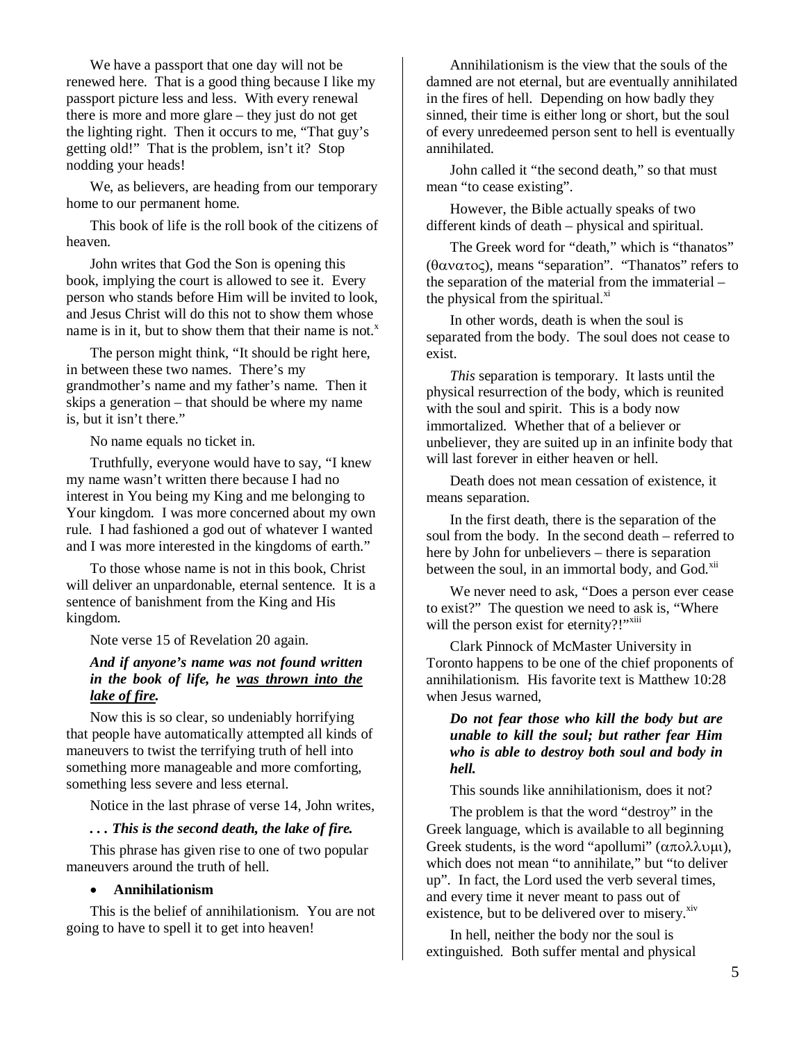We have a passport that one day will not be renewed here. That is a good thing because I like my passport picture less and less. With every renewal there is more and more glare – they just do not get the lighting right. Then it occurs to me, "That guy's getting old!" That is the problem, isn't it? Stop nodding your heads!

We, as believers, are heading from our temporary home to our permanent home.

This book of life is the roll book of the citizens of heaven.

John writes that God the Son is opening this book, implying the court is allowed to see it. Every person who stands before Him will be invited to look, and Jesus Christ will do this not to show them whose name is in it, but to show them that their name is not.[x]

The person might think, "It should be right here, in between these two names. There's my grandmother's name and my father's name. Then it skips a generation – that should be where my name is, but it isn't there."

No name equals no ticket in.

Truthfully, everyone would have to say, "I knew my name wasn't written there because I had no interest in You being my King and me belonging to Your kingdom. I was more concerned about my own rule. I had fashioned a god out of whatever I wanted and I was more interested in the kingdoms of earth."

To those whose name is not in this book, Christ will deliver an unpardonable, eternal sentence. It is a sentence of banishment from the King and His kingdom.

Note verse 15 of Revelation 20 again.

***And if anyone's name was not found written in the book of life, he <u>was thrown into the lake of fire</u>.***

Now this is so clear, so undeniably horrifying that people have automatically attempted all kinds of maneuvers to twist the terrifying truth of hell into something more manageable and more comforting, something less severe and less eternal.

Notice in the last phrase of verse 14, John writes,

***. . . This is the second death, the lake of fire.***

This phrase has given rise to one of two popular maneuvers around the truth of hell.

- **Annihilationism**

This is the belief of annihilationism. You are not going to have to spell it to get into heaven!

Annihilationism is the view that the souls of the damned are not eternal, but are eventually annihilated in the fires of hell. Depending on how badly they sinned, their time is either long or short, but the soul of every unredeemed person sent to hell is eventually annihilated.

John called it "the second death," so that must mean "to cease existing".

However, the Bible actually speaks of two different kinds of death – physical and spiritual.

The Greek word for "death," which is "thanatos" (θανατος), means "separation". "Thanatos" refers to the separation of the material from the immaterial – the physical from the spiritual.[xi]

In other words, death is when the soul is separated from the body. The soul does not cease to exist.

*This* separation is temporary. It lasts until the physical resurrection of the body, which is reunited with the soul and spirit. This is a body now immortalized. Whether that of a believer or unbeliever, they are suited up in an infinite body that will last forever in either heaven or hell.

Death does not mean cessation of existence, it means separation.

In the first death, there is the separation of the soul from the body. In the second death – referred to here by John for unbelievers – there is separation between the soul, in an immortal body, and God.[xii]

We never need to ask, "Does a person ever cease to exist?" The question we need to ask is, "Where will the person exist for eternity?!"[xiii]

Clark Pinnock of McMaster University in Toronto happens to be one of the chief proponents of annihilationism. His favorite text is Matthew 10:28 when Jesus warned,

***Do not fear those who kill the body but are unable to kill the soul; but rather fear Him who is able to destroy both soul and body in hell.***

This sounds like annihilationism, does it not?

The problem is that the word "destroy" in the Greek language, which is available to all beginning Greek students, is the word "apollumi" (απολλυμι), which does not mean "to annihilate," but "to deliver up". In fact, the Lord used the verb several times, and every time it never meant to pass out of existence, but to be delivered over to misery.[xiv]

In hell, neither the body nor the soul is extinguished. Both suffer mental and physical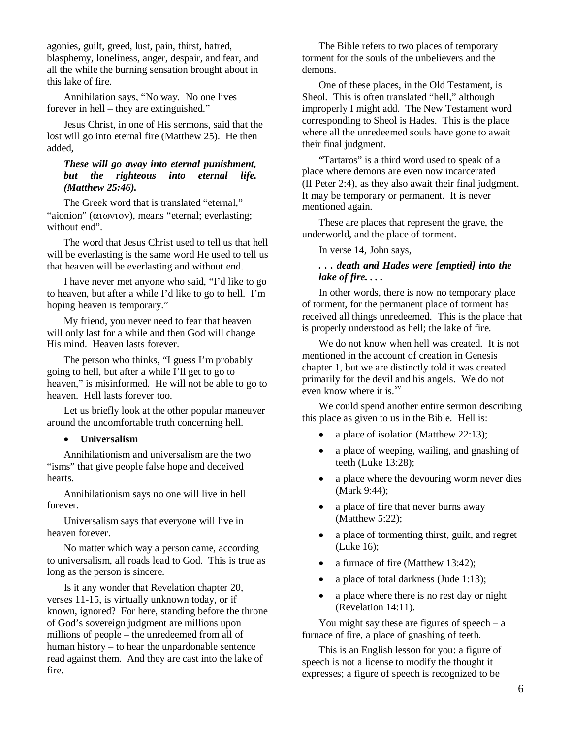agonies, guilt, greed, lust, pain, thirst, hatred, blasphemy, loneliness, anger, despair, and fear, and all the while the burning sensation brought about in this lake of fire.

Annihilation says, "No way. No one lives forever in hell – they are extinguished."

Jesus Christ, in one of His sermons, said that the lost will go into eternal fire (Matthew 25). He then added,

> ***These will go away into eternal punishment, but the righteous into eternal life. (Matthew 25:46).***

The Greek word that is translated "eternal," "aionion" (αιωνιον), means "eternal; everlasting; without end".

The word that Jesus Christ used to tell us that hell will be everlasting is the same word He used to tell us that heaven will be everlasting and without end.

I have never met anyone who said, "I'd like to go to heaven, but after a while I'd like to go to hell. I'm hoping heaven is temporary."

My friend, you never need to fear that heaven will only last for a while and then God will change His mind. Heaven lasts forever.

The person who thinks, "I guess I'm probably going to hell, but after a while I'll get to go to heaven," is misinformed. He will not be able to go to heaven. Hell lasts forever too.

Let us briefly look at the other popular maneuver around the uncomfortable truth concerning hell.

- **Universalism**

Annihilationism and universalism are the two "isms" that give people false hope and deceived hearts.

Annihilationism says no one will live in hell forever.

Universalism says that everyone will live in heaven forever.

No matter which way a person came, according to universalism, all roads lead to God. This is true as long as the person is sincere.

Is it any wonder that Revelation chapter 20, verses 11-15, is virtually unknown today, or if known, ignored? For here, standing before the throne of God's sovereign judgment are millions upon millions of people – the unredeemed from all of human history – to hear the unpardonable sentence read against them. And they are cast into the lake of fire.

The Bible refers to two places of temporary torment for the souls of the unbelievers and the demons.

One of these places, in the Old Testament, is Sheol. This is often translated "hell," although improperly I might add. The New Testament word corresponding to Sheol is Hades. This is the place where all the unredeemed souls have gone to await their final judgment.

"Tartaros" is a third word used to speak of a place where demons are even now incarcerated (II Peter 2:4), as they also await their final judgment. It may be temporary or permanent. It is never mentioned again.

These are places that represent the grave, the underworld, and the place of torment.

In verse 14, John says,

> ***. . . death and Hades were [emptied] into the lake of fire. . . .***

In other words, there is now no temporary place of torment, for the permanent place of torment has received all things unredeemed. This is the place that is properly understood as hell; the lake of fire.

We do not know when hell was created. It is not mentioned in the account of creation in Genesis chapter 1, but we are distinctly told it was created primarily for the devil and his angels. We do not even know where it is.[xv]

We could spend another entire sermon describing this place as given to us in the Bible. Hell is:

- a place of isolation (Matthew 22:13);
- a place of weeping, wailing, and gnashing of teeth (Luke 13:28);
- a place where the devouring worm never dies (Mark 9:44);
- a place of fire that never burns away (Matthew 5:22);
- a place of tormenting thirst, guilt, and regret (Luke 16);
- a furnace of fire (Matthew 13:42);
- a place of total darkness (Jude 1:13);
- a place where there is no rest day or night (Revelation 14:11).

You might say these are figures of speech – a furnace of fire, a place of gnashing of teeth.

This is an English lesson for you: a figure of speech is not a license to modify the thought it expresses; a figure of speech is recognized to be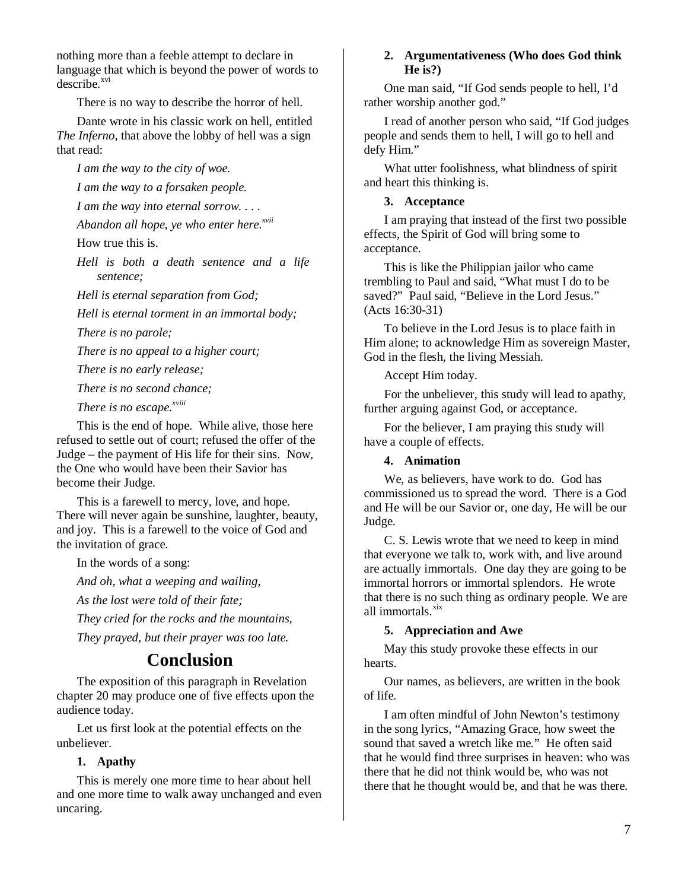nothing more than a feeble attempt to declare in language that which is beyond the power of words to describe.[xvi]

There is no way to describe the horror of hell.

Dante wrote in his classic work on hell, entitled *The Inferno*, that above the lobby of hell was a sign that read:

*I am the way to the city of woe.*

*I am the way to a forsaken people.*

*I am the way into eternal sorrow. . . .*

*Abandon all hope, ye who enter here.*[xvii]

How true this is.

*Hell is both a death sentence and a life sentence;*

*Hell is eternal separation from God;*

*Hell is eternal torment in an immortal body;*

*There is no parole;*

*There is no appeal to a higher court;*

*There is no early release;*

*There is no second chance;*

*There is no escape.*[xviii]

This is the end of hope. While alive, those here refused to settle out of court; refused the offer of the Judge – the payment of His life for their sins. Now, the One who would have been their Savior has become their Judge.

This is a farewell to mercy, love, and hope. There will never again be sunshine, laughter, beauty, and joy. This is a farewell to the voice of God and the invitation of grace.

In the words of a song:

*And oh, what a weeping and wailing,*

*As the lost were told of their fate;*

*They cried for the rocks and the mountains,*

*They prayed, but their prayer was too late.*

# Conclusion

The exposition of this paragraph in Revelation chapter 20 may produce one of five effects upon the audience today.

Let us first look at the potential effects on the unbeliever.

1. **Apathy**

This is merely one more time to hear about hell and one more time to walk away unchanged and even uncaring.

2. **Argumentativeness (Who does God think He is?)**

One man said, "If God sends people to hell, I'd rather worship another god."

I read of another person who said, "If God judges people and sends them to hell, I will go to hell and defy Him."

What utter foolishness, what blindness of spirit and heart this thinking is.

3. **Acceptance**

I am praying that instead of the first two possible effects, the Spirit of God will bring some to acceptance.

This is like the Philippian jailor who came trembling to Paul and said, "What must I do to be saved?" Paul said, "Believe in the Lord Jesus." (Acts 16:30-31)

To believe in the Lord Jesus is to place faith in Him alone; to acknowledge Him as sovereign Master, God in the flesh, the living Messiah.

Accept Him today.

For the unbeliever, this study will lead to apathy, further arguing against God, or acceptance.

For the believer, I am praying this study will have a couple of effects.

4. **Animation**

We, as believers, have work to do. God has commissioned us to spread the word. There is a God and He will be our Savior or, one day, He will be our Judge.

C. S. Lewis wrote that we need to keep in mind that everyone we talk to, work with, and live around are actually immortals. One day they are going to be immortal horrors or immortal splendors. He wrote that there is no such thing as ordinary people. We are all immortals.[xix]

5. **Appreciation and Awe**

May this study provoke these effects in our hearts.

Our names, as believers, are written in the book of life.

I am often mindful of John Newton's testimony in the song lyrics, "Amazing Grace, how sweet the sound that saved a wretch like me." He often said that he would find three surprises in heaven: who was there that he did not think would be, who was not there that he thought would be, and that he was there.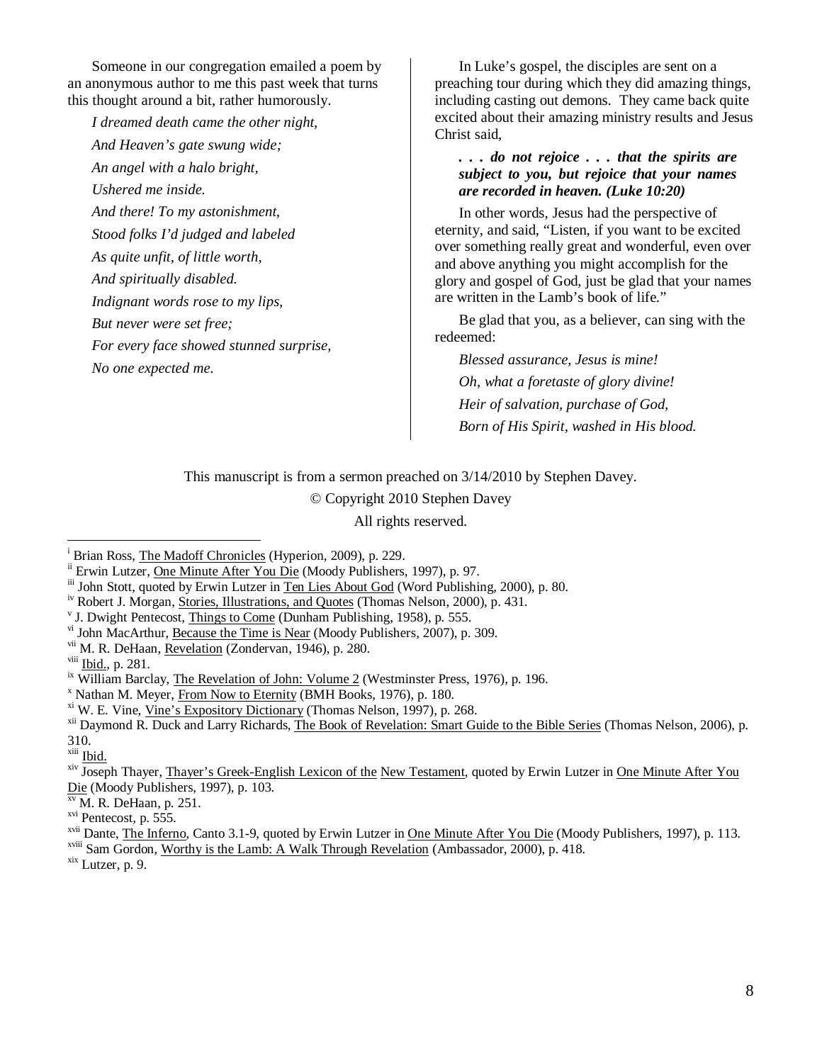Someone in our congregation emailed a poem by an anonymous author to me this past week that turns this thought around a bit, rather humorously.

*I dreamed death came the other night,*

*And Heaven's gate swung wide;*

*An angel with a halo bright,*

*Ushered me inside.*

*And there! To my astonishment,*

*Stood folks I'd judged and labeled*

*As quite unfit, of little worth,*

*And spiritually disabled.*

*Indignant words rose to my lips,*

*But never were set free;*

*For every face showed stunned surprise,*

*No one expected me.*

In Luke's gospel, the disciples are sent on a preaching tour during which they did amazing things, including casting out demons. They came back quite excited about their amazing ministry results and Jesus Christ said,

> ***. . . do not rejoice . . . that the spirits are subject to you, but rejoice that your names are recorded in heaven. (Luke 10:20)***

In other words, Jesus had the perspective of eternity, and said, "Listen, if you want to be excited over something really great and wonderful, even over and above anything you might accomplish for the glory and gospel of God, just be glad that your names are written in the Lamb's book of life."

Be glad that you, as a believer, can sing with the redeemed:

*Blessed assurance, Jesus is mine!*

*Oh, what a foretaste of glory divine!*

*Heir of salvation, purchase of God,*

*Born of His Spirit, washed in His blood.*

This manuscript is from a sermon preached on 3/14/2010 by Stephen Davey.

© Copyright 2010 Stephen Davey

All rights reserved.

---

[i] Brian Ross, The Madoff Chronicles (Hyperion, 2009), p. 229.
[ii] Erwin Lutzer, One Minute After You Die (Moody Publishers, 1997), p. 97.
[iii] John Stott, quoted by Erwin Lutzer in Ten Lies About God (Word Publishing, 2000), p. 80.
[iv] Robert J. Morgan, Stories, Illustrations, and Quotes (Thomas Nelson, 2000), p. 431.
[v] J. Dwight Pentecost, Things to Come (Dunham Publishing, 1958), p. 555.
[vi] John MacArthur, Because the Time is Near (Moody Publishers, 2007), p. 309.
[vii] M. R. DeHaan, Revelation (Zondervan, 1946), p. 280.
[viii] Ibid., p. 281.
[ix] William Barclay, The Revelation of John: Volume 2 (Westminster Press, 1976), p. 196.
[x] Nathan M. Meyer, From Now to Eternity (BMH Books, 1976), p. 180.
[xi] W. E. Vine, Vine's Expository Dictionary (Thomas Nelson, 1997), p. 268.
[xii] Daymond R. Duck and Larry Richards, The Book of Revelation: Smart Guide to the Bible Series (Thomas Nelson, 2006), p. 310.
[xiii] Ibid.
[xiv] Joseph Thayer, Thayer's Greek-English Lexicon of the New Testament, quoted by Erwin Lutzer in One Minute After You Die (Moody Publishers, 1997), p. 103.
[xv] M. R. DeHaan, p. 251.
[xvi] Pentecost, p. 555.
[xvii] Dante, The Inferno, Canto 3.1-9, quoted by Erwin Lutzer in One Minute After You Die (Moody Publishers, 1997), p. 113.
[xviii] Sam Gordon, Worthy is the Lamb: A Walk Through Revelation (Ambassador, 2000), p. 418.
[xix] Lutzer, p. 9.